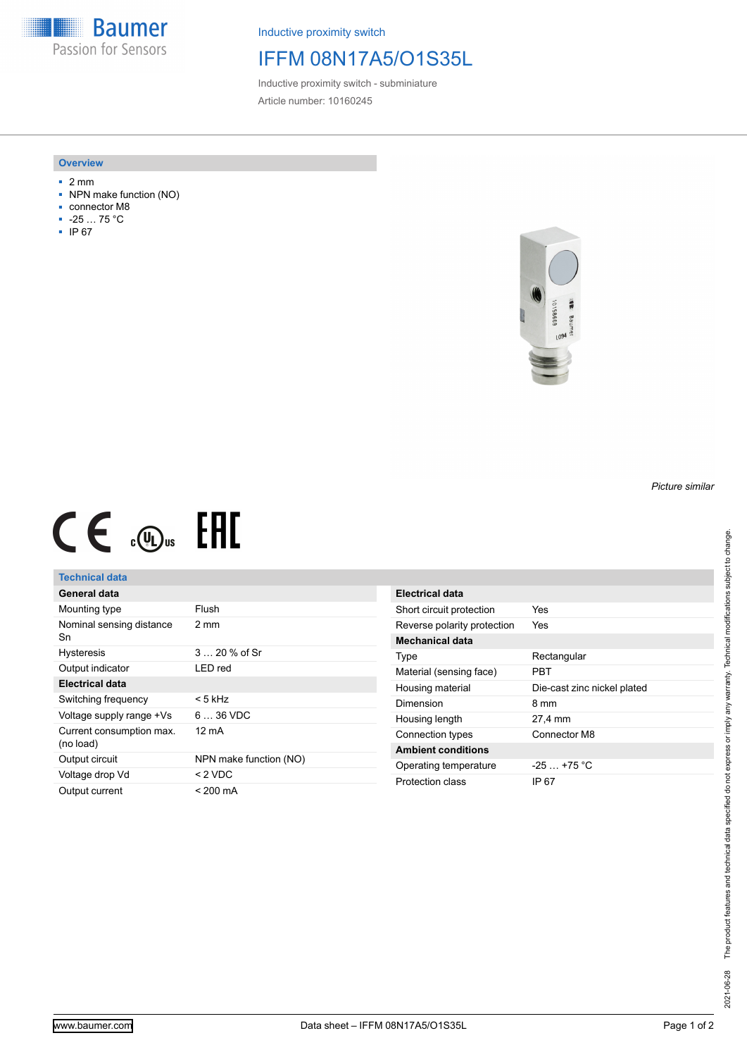Inductive proximity switch

# IFFM 08N17A5/O1S35L

Inductive proximity switch - subminiature

Article number: 10160245

## Overview

- 2 mm
- NPN make function (NO)
- connector M8
- -25 … 75 °C
- IP 67

*Picture similar*

## Technical data

| General data | |
|---|---|
| Mounting type | Flush |
| Nominal sensing distance Sn | 2 mm |
| Hysteresis | 3 … 20 % of Sr |
| Output indicator | LED red |
| **Electrical data** | |
| Switching frequency | < 5 kHz |
| Voltage supply range +Vs | 6 … 36 VDC |
| Current consumption max. (no load) | 12 mA |
| Output circuit | NPN make function (NO) |
| Voltage drop Vd | < 2 VDC |
| Output current | < 200 mA |

| Electrical data | |
|---|---|
| Short circuit protection | Yes |
| Reverse polarity protection | Yes |
| **Mechanical data** | |
| Type | Rectangular |
| Material (sensing face) | PBT |
| Housing material | Die-cast zinc nickel plated |
| Dimension | 8 mm |
| Housing length | 27,4 mm |
| Connection types | Connector M8 |
| **Ambient conditions** | |
| Operating temperature | -25 … +75 °C |
| Protection class | IP 67 |

2021-06-28 The product features and technical data specified do not express or imply any warranty. Technical modifications subject to change.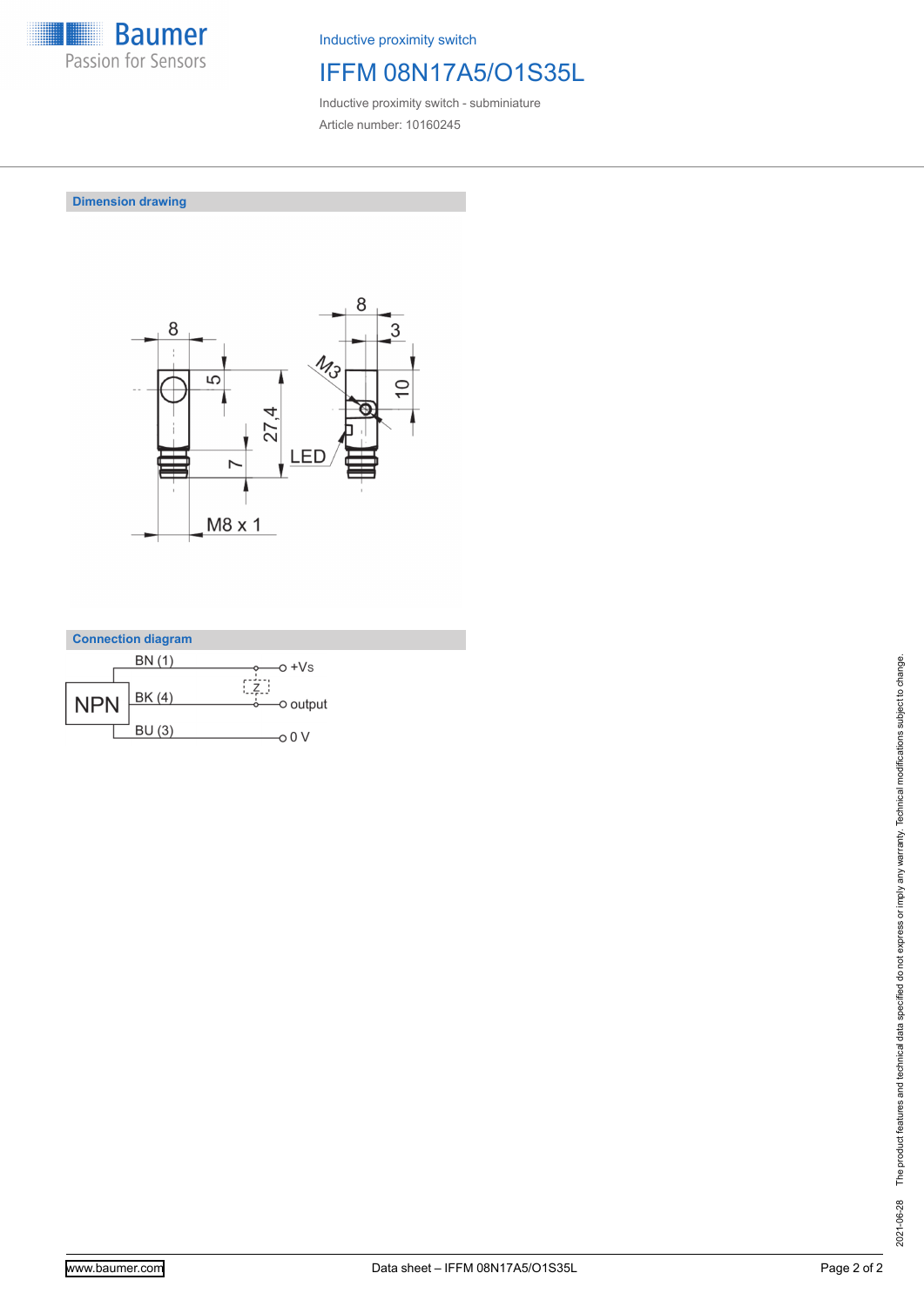Inductive proximity switch

# IFFM 08N17A5/O1S35L

Inductive proximity switch - subminiature

Article number: 10160245

## Dimension drawing

8

5

27,4

7

M8 x 1

8

3

M3

10

LED

## Connection diagram

NPN

BN (1)

BK (4)

BU (3)

+Vs

Z

output

0 V

The product features and technical data specified do not express or imply any warranty. Technical modifications subject to change.

2021-06-28

www.baumer.com

Data sheet – IFFM 08N17A5/O1S35L